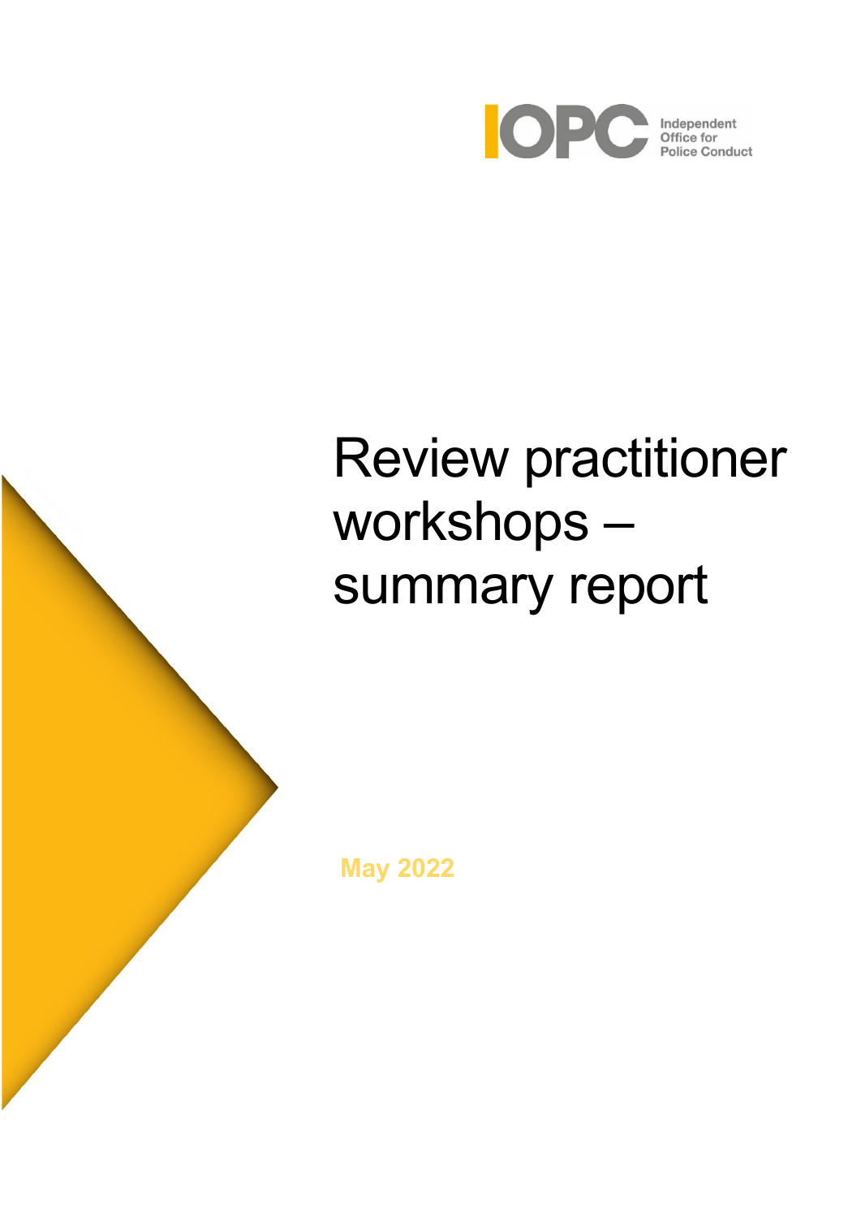IOPC Independent Office for Police Conduct

# Review practitioner workshops – summary report

**May 2022**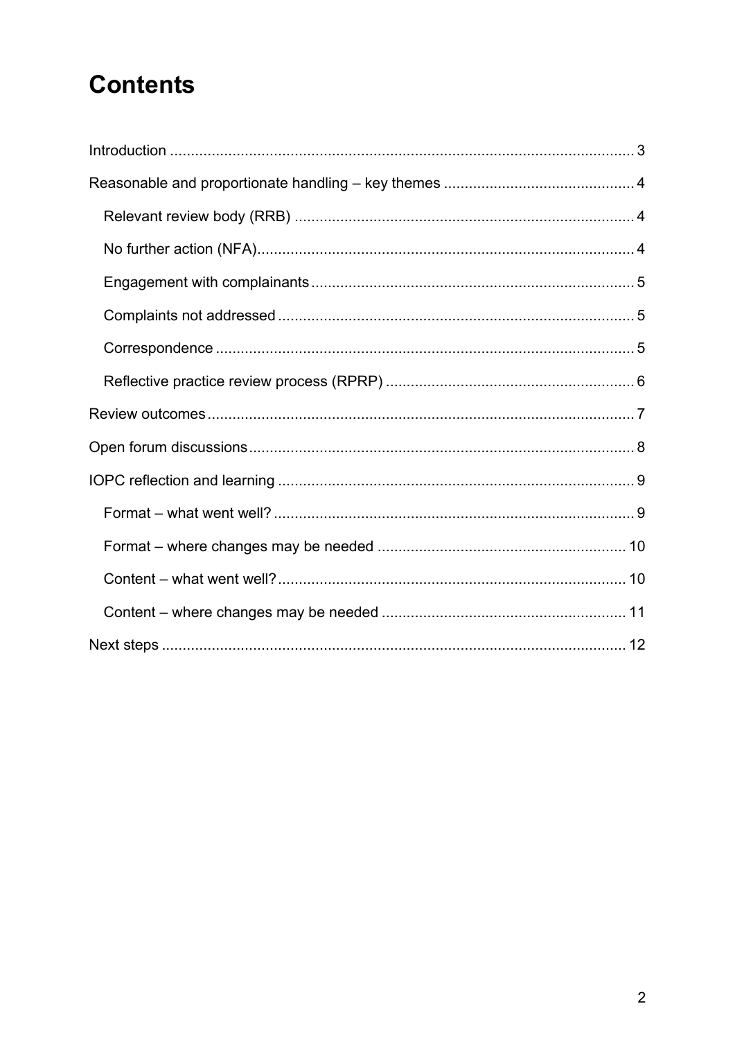# Contents

- Introduction ........ 3
- Reasonable and proportionate handling – key themes ........ 4
  - Relevant review body (RRB) ........ 4
  - No further action (NFA) ........ 4
  - Engagement with complainants ........ 5
  - Complaints not addressed ........ 5
  - Correspondence ........ 5
  - Reflective practice review process (RPRP) ........ 6
- Review outcomes ........ 7
- Open forum discussions ........ 8
- IOPC reflection and learning ........ 9
  - Format – what went well? ........ 9
  - Format – where changes may be needed ........ 10
  - Content – what went well? ........ 10
  - Content – where changes may be needed ........ 11
- Next steps ........ 12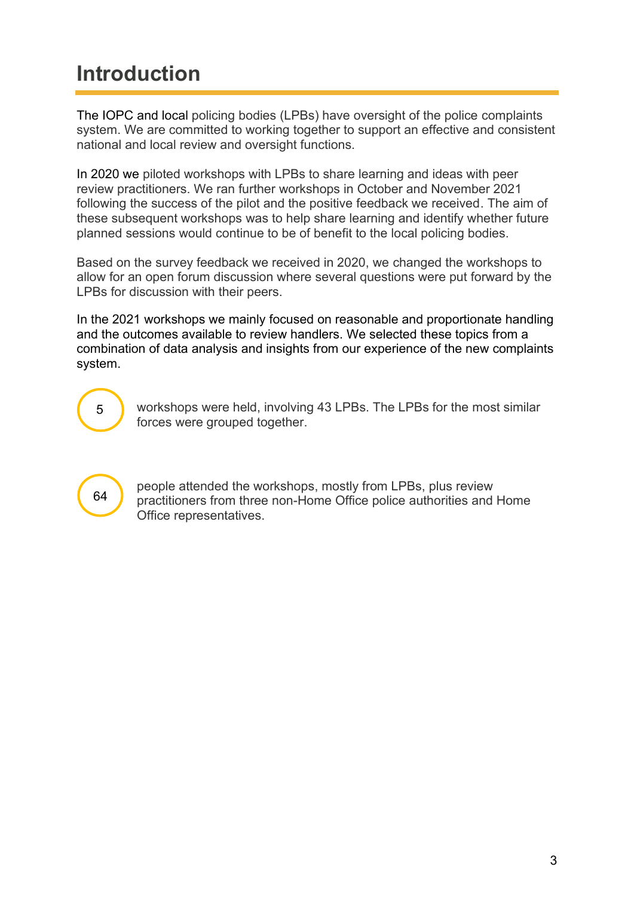# Introduction

The IOPC and local policing bodies (LPBs) have oversight of the police complaints system. We are committed to working together to support an effective and consistent national and local review and oversight functions.

In 2020 we piloted workshops with LPBs to share learning and ideas with peer review practitioners. We ran further workshops in October and November 2021 following the success of the pilot and the positive feedback we received. The aim of these subsequent workshops was to help share learning and identify whether future planned sessions would continue to be of benefit to the local policing bodies.

Based on the survey feedback we received in 2020, we changed the workshops to allow for an open forum discussion where several questions were put forward by the LPBs for discussion with their peers.

In the 2021 workshops we mainly focused on reasonable and proportionate handling and the outcomes available to review handlers. We selected these topics from a combination of data analysis and insights from our experience of the new complaints system.

**5** workshops were held, involving 43 LPBs. The LPBs for the most similar forces were grouped together.

**64** people attended the workshops, mostly from LPBs, plus review practitioners from three non-Home Office police authorities and Home Office representatives.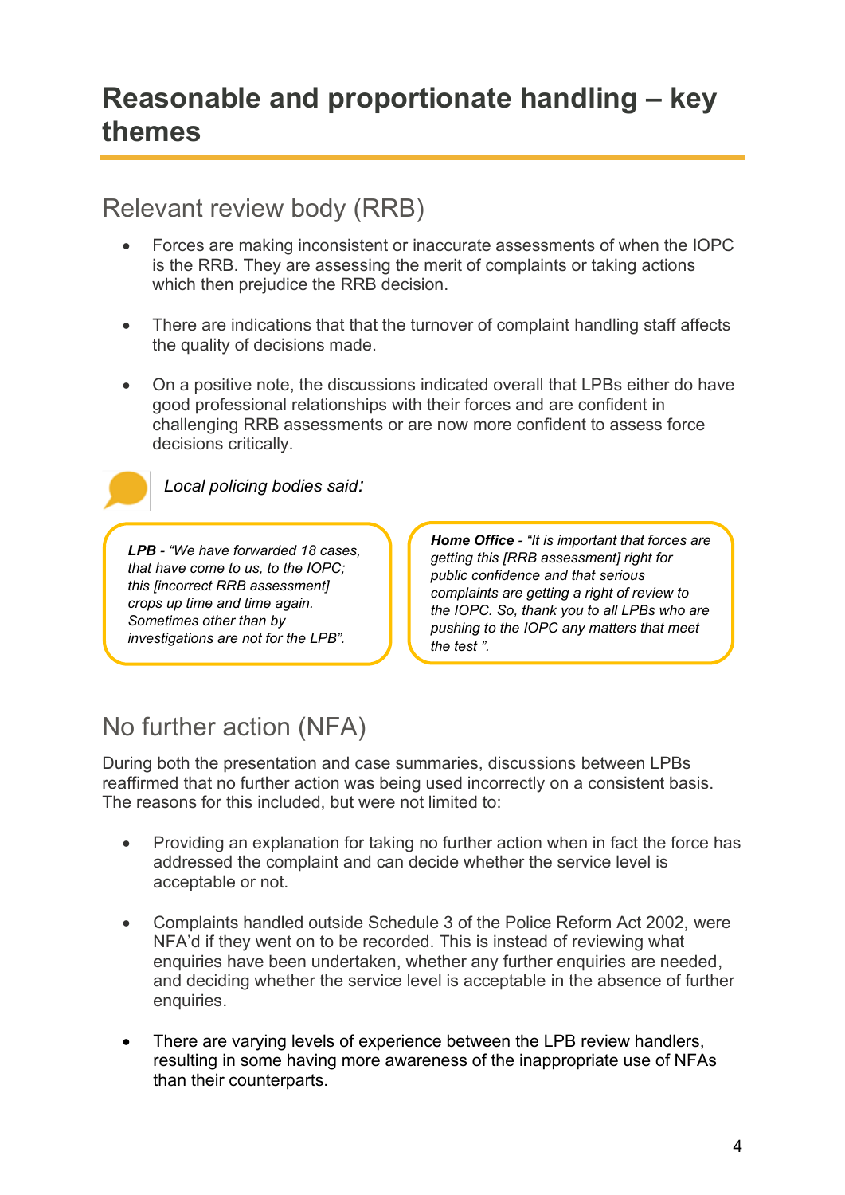# Reasonable and proportionate handling – key themes

## Relevant review body (RRB)

- Forces are making inconsistent or inaccurate assessments of when the IOPC is the RRB. They are assessing the merit of complaints or taking actions which then prejudice the RRB decision.
- There are indications that that the turnover of complaint handling staff affects the quality of decisions made.
- On a positive note, the discussions indicated overall that LPBs either do have good professional relationships with their forces and are confident in challenging RRB assessments or are now more confident to assess force decisions critically.

*Local policing bodies said:*

> ***LPB*** *- "We have forwarded 18 cases, that have come to us, to the IOPC; this [incorrect RRB assessment] crops up time and time again. Sometimes other than by investigations are not for the LPB".*

> ***Home Office*** *- "It is important that forces are getting this [RRB assessment] right for public confidence and that serious complaints are getting a right of review to the IOPC. So, thank you to all LPBs who are pushing to the IOPC any matters that meet the test ".*

## No further action (NFA)

During both the presentation and case summaries, discussions between LPBs reaffirmed that no further action was being used incorrectly on a consistent basis. The reasons for this included, but were not limited to:

- Providing an explanation for taking no further action when in fact the force has addressed the complaint and can decide whether the service level is acceptable or not.
- Complaints handled outside Schedule 3 of the Police Reform Act 2002, were NFA'd if they went on to be recorded. This is instead of reviewing what enquiries have been undertaken, whether any further enquiries are needed, and deciding whether the service level is acceptable in the absence of further enquiries.
- There are varying levels of experience between the LPB review handlers, resulting in some having more awareness of the inappropriate use of NFAs than their counterparts.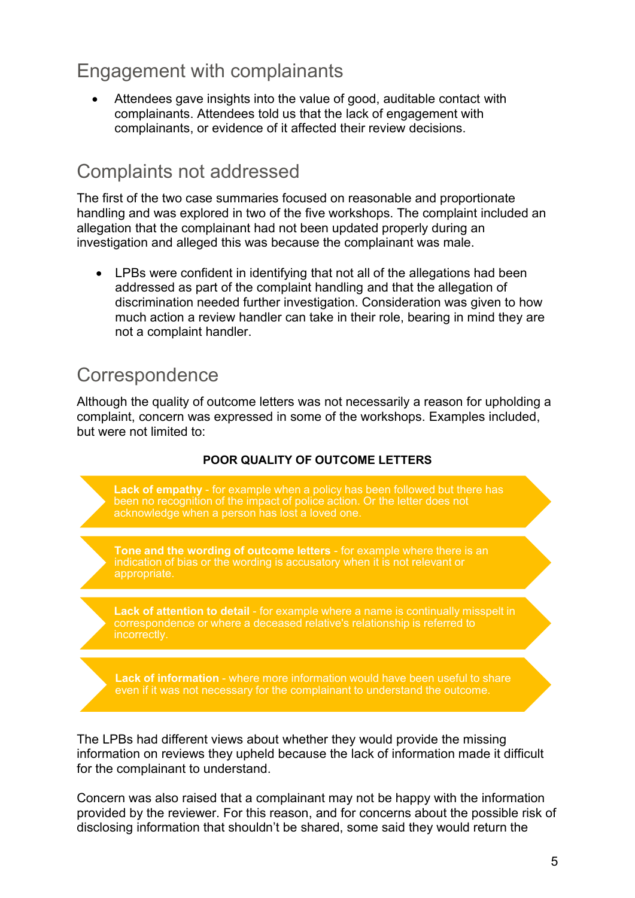## Engagement with complainants

- Attendees gave insights into the value of good, auditable contact with complainants. Attendees told us that the lack of engagement with complainants, or evidence of it affected their review decisions.

## Complaints not addressed

The first of the two case summaries focused on reasonable and proportionate handling and was explored in two of the five workshops. The complaint included an allegation that the complainant had not been updated properly during an investigation and alleged this was because the complainant was male.

- LPBs were confident in identifying that not all of the allegations had been addressed as part of the complaint handling and that the allegation of discrimination needed further investigation. Consideration was given to how much action a review handler can take in their role, bearing in mind they are not a complaint handler.

## Correspondence

Although the quality of outcome letters was not necessarily a reason for upholding a complaint, concern was expressed in some of the workshops. Examples included, but were not limited to:

**POOR QUALITY OF OUTCOME LETTERS**

- **Lack of empathy** - for example when a policy has been followed but there has been no recognition of the impact of police action. Or the letter does not acknowledge when a person has lost a loved one.
- **Tone and the wording of outcome letters** - for example where there is an indication of bias or the wording is accusatory when it is not relevant or appropriate.
- **Lack of attention to detail** - for example where a name is continually misspelt in correspondence or where a deceased relative's relationship is referred to incorrectly.
- **Lack of information** - where more information would have been useful to share even if it was not necessary for the complainant to understand the outcome.

The LPBs had different views about whether they would provide the missing information on reviews they upheld because the lack of information made it difficult for the complainant to understand.

Concern was also raised that a complainant may not be happy with the information provided by the reviewer. For this reason, and for concerns about the possible risk of disclosing information that shouldn't be shared, some said they would return the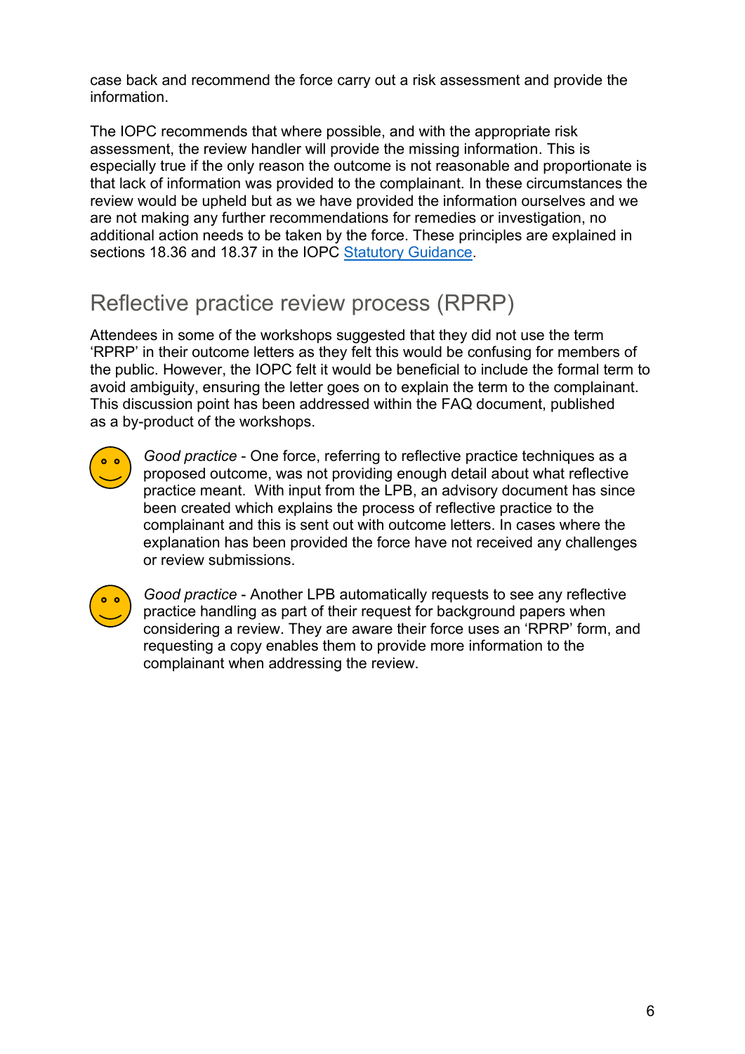case back and recommend the force carry out a risk assessment and provide the information.

The IOPC recommends that where possible, and with the appropriate risk assessment, the review handler will provide the missing information. This is especially true if the only reason the outcome is not reasonable and proportionate is that lack of information was provided to the complainant. In these circumstances the review would be upheld but as we have provided the information ourselves and we are not making any further recommendations for remedies or investigation, no additional action needs to be taken by the force. These principles are explained in sections 18.36 and 18.37 in the IOPC [Statutory Guidance](Statutory Guidance).

## Reflective practice review process (RPRP)

Attendees in some of the workshops suggested that they did not use the term 'RPRP' in their outcome letters as they felt this would be confusing for members of the public. However, the IOPC felt it would be beneficial to include the formal term to avoid ambiguity, ensuring the letter goes on to explain the term to the complainant. This discussion point has been addressed within the FAQ document, published as a by-product of the workshops.

*Good practice* - One force, referring to reflective practice techniques as a proposed outcome, was not providing enough detail about what reflective practice meant. With input from the LPB, an advisory document has since been created which explains the process of reflective practice to the complainant and this is sent out with outcome letters. In cases where the explanation has been provided the force have not received any challenges or review submissions.

*Good practice* - Another LPB automatically requests to see any reflective practice handling as part of their request for background papers when considering a review. They are aware their force uses an 'RPRP' form, and requesting a copy enables them to provide more information to the complainant when addressing the review.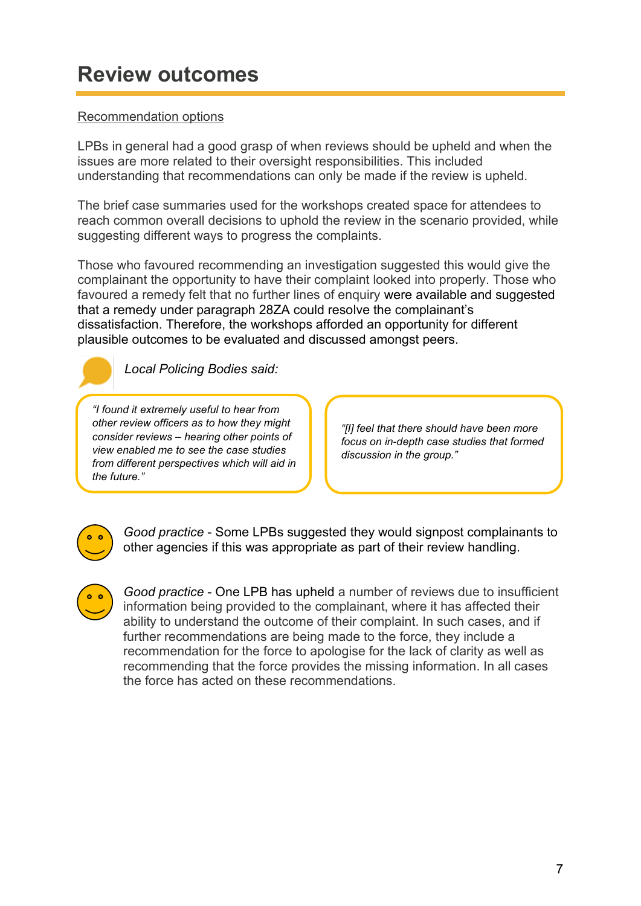# Review outcomes

Recommendation options

LPBs in general had a good grasp of when reviews should be upheld and when the issues are more related to their oversight responsibilities. This included understanding that recommendations can only be made if the review is upheld.

The brief case summaries used for the workshops created space for attendees to reach common overall decisions to uphold the review in the scenario provided, while suggesting different ways to progress the complaints.

Those who favoured recommending an investigation suggested this would give the complainant the opportunity to have their complaint looked into properly. Those who favoured a remedy felt that no further lines of enquiry were available and suggested that a remedy under paragraph 28ZA could resolve the complainant's dissatisfaction. Therefore, the workshops afforded an opportunity for different plausible outcomes to be evaluated and discussed amongst peers.

*Local Policing Bodies said:*

> *"I found it extremely useful to hear from other review officers as to how they might consider reviews – hearing other points of view enabled me to see the case studies from different perspectives which will aid in the future."*

> *"[I] feel that there should have been more focus on in-depth case studies that formed discussion in the group."*

*Good practice* - Some LPBs suggested they would signpost complainants to other agencies if this was appropriate as part of their review handling.

*Good practice* - One LPB has upheld a number of reviews due to insufficient information being provided to the complainant, where it has affected their ability to understand the outcome of their complaint. In such cases, and if further recommendations are being made to the force, they include a recommendation for the force to apologise for the lack of clarity as well as recommending that the force provides the missing information. In all cases the force has acted on these recommendations.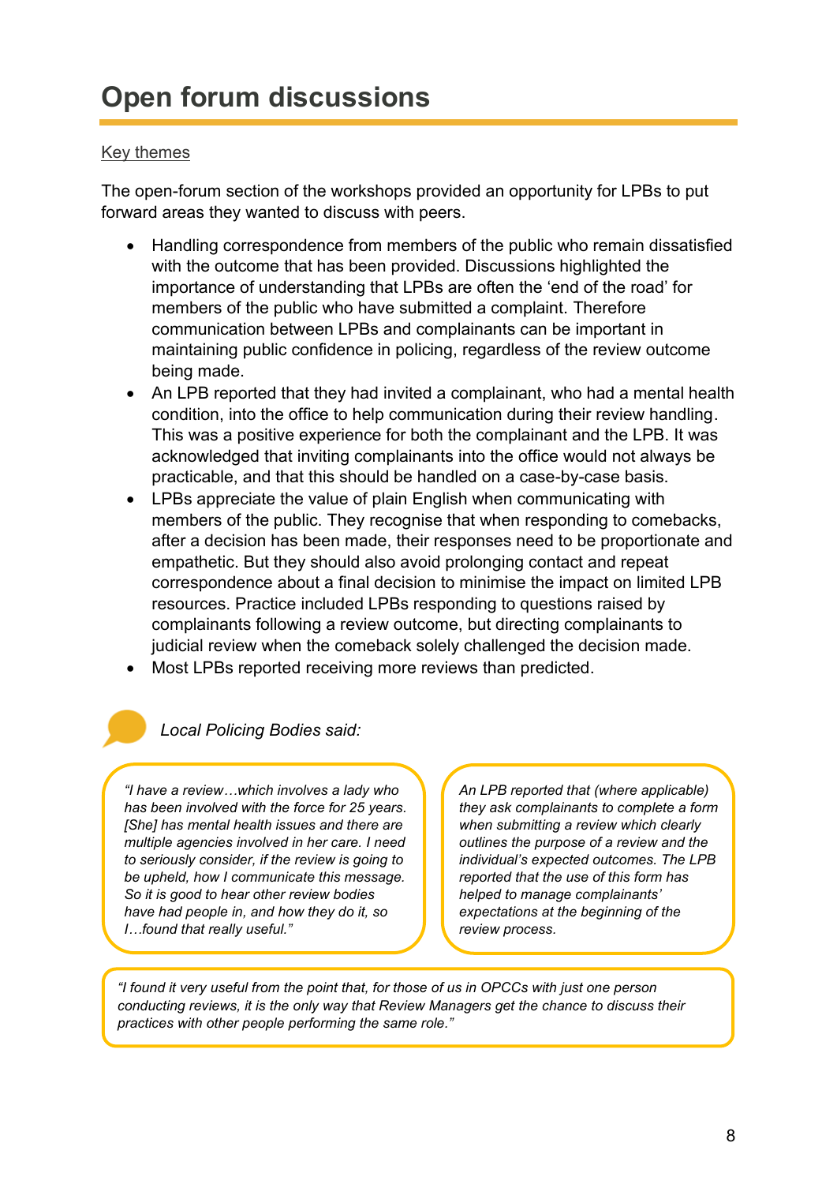# Open forum discussions

Key themes

The open-forum section of the workshops provided an opportunity for LPBs to put forward areas they wanted to discuss with peers.

- Handling correspondence from members of the public who remain dissatisfied with the outcome that has been provided. Discussions highlighted the importance of understanding that LPBs are often the 'end of the road' for members of the public who have submitted a complaint. Therefore communication between LPBs and complainants can be important in maintaining public confidence in policing, regardless of the review outcome being made.
- An LPB reported that they had invited a complainant, who had a mental health condition, into the office to help communication during their review handling. This was a positive experience for both the complainant and the LPB. It was acknowledged that inviting complainants into the office would not always be practicable, and that this should be handled on a case-by-case basis.
- LPBs appreciate the value of plain English when communicating with members of the public. They recognise that when responding to comebacks, after a decision has been made, their responses need to be proportionate and empathetic. But they should also avoid prolonging contact and repeat correspondence about a final decision to minimise the impact on limited LPB resources. Practice included LPBs responding to questions raised by complainants following a review outcome, but directing complainants to judicial review when the comeback solely challenged the decision made.
- Most LPBs reported receiving more reviews than predicted.

*Local Policing Bodies said:*

*"I have a review…which involves a lady who has been involved with the force for 25 years. [She] has mental health issues and there are multiple agencies involved in her care. I need to seriously consider, if the review is going to be upheld, how I communicate this message. So it is good to hear other review bodies have had people in, and how they do it, so I…found that really useful."*

*An LPB reported that (where applicable) they ask complainants to complete a form when submitting a review which clearly outlines the purpose of a review and the individual's expected outcomes. The LPB reported that the use of this form has helped to manage complainants' expectations at the beginning of the review process.*

*"I found it very useful from the point that, for those of us in OPCCs with just one person conducting reviews, it is the only way that Review Managers get the chance to discuss their practices with other people performing the same role."*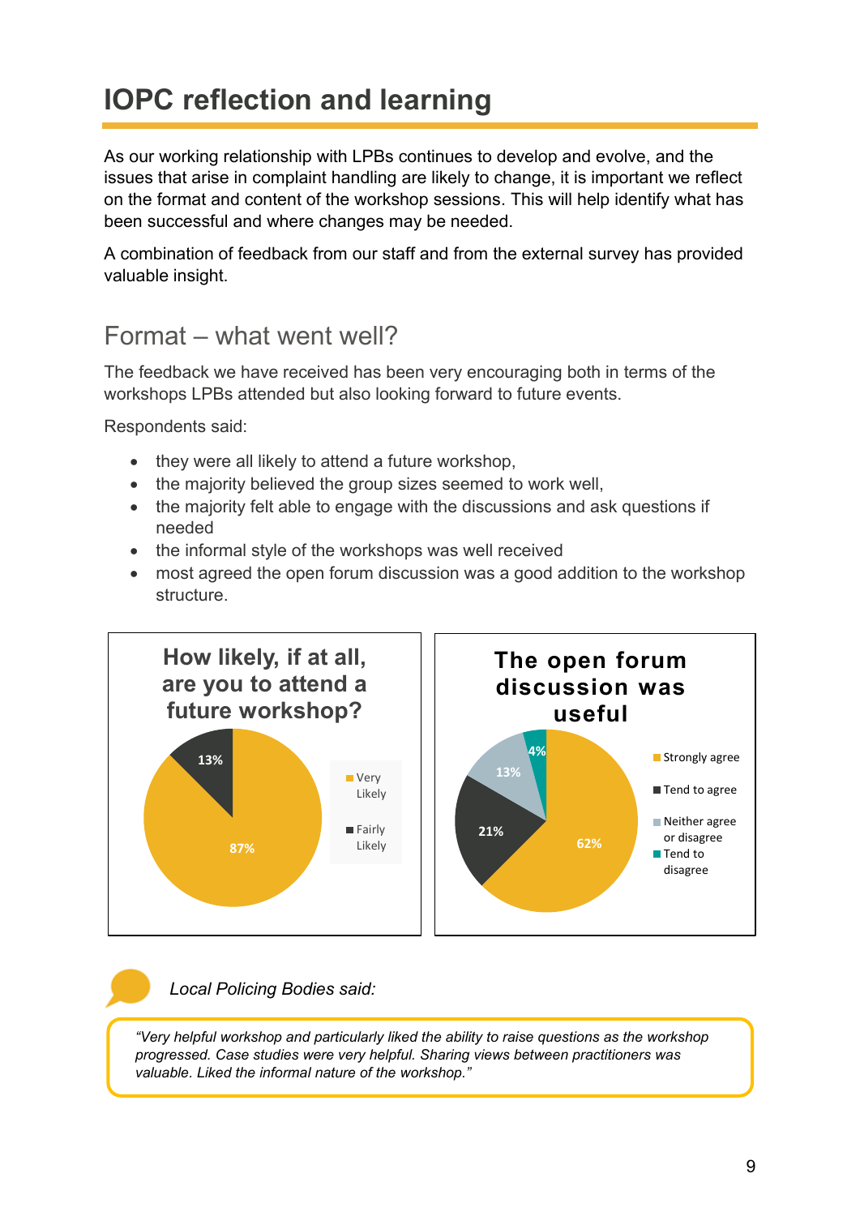# IOPC reflection and learning

As our working relationship with LPBs continues to develop and evolve, and the issues that arise in complaint handling are likely to change, it is important we reflect on the format and content of the workshop sessions. This will help identify what has been successful and where changes may be needed.

A combination of feedback from our staff and from the external survey has provided valuable insight.

## Format – what went well?

The feedback we have received has been very encouraging both in terms of the workshops LPBs attended but also looking forward to future events.

Respondents said:

- they were all likely to attend a future workshop,
- the majority believed the group sizes seemed to work well,
- the majority felt able to engage with the discussions and ask questions if needed
- the informal style of the workshops was well received
- most agreed the open forum discussion was a good addition to the workshop structure.

**How likely, if at all, are you to attend a future workshop?**

| Response | % |
| --- | --- |
| Very Likely | 87% |
| Fairly Likely | 13% |

**The open forum discussion was useful**

| Response | % |
| --- | --- |
| Strongly agree | 62% |
| Tend to agree | 21% |
| Neither agree or disagree | 13% |
| Tend to disagree | 4% |

*Local Policing Bodies said:*

> *"Very helpful workshop and particularly liked the ability to raise questions as the workshop progressed. Case studies were very helpful. Sharing views between practitioners was valuable. Liked the informal nature of the workshop."*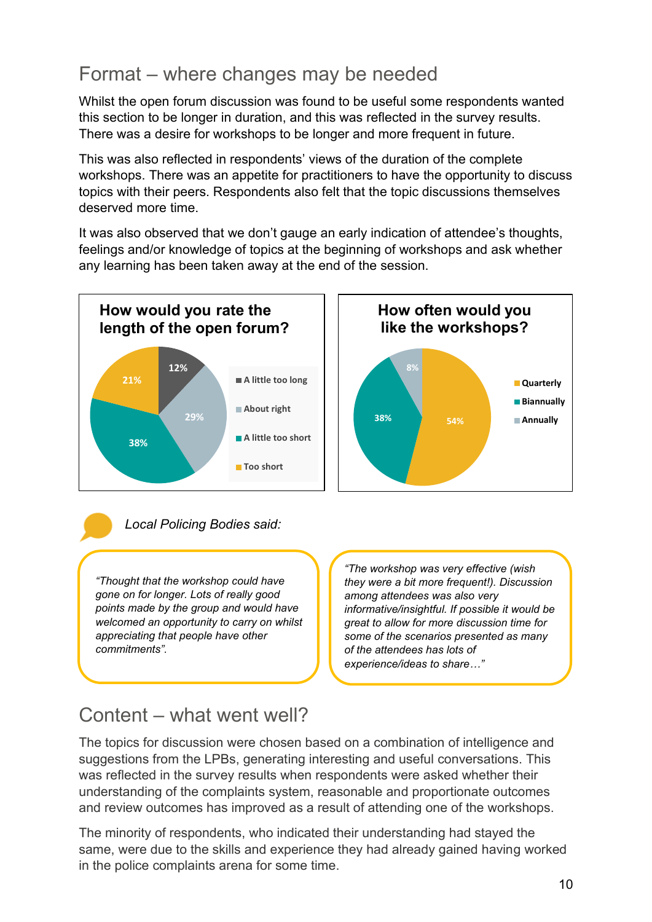## Format – where changes may be needed

Whilst the open forum discussion was found to be useful some respondents wanted this section to be longer in duration, and this was reflected in the survey results. There was a desire for workshops to be longer and more frequent in future.

This was also reflected in respondents' views of the duration of the complete workshops. There was an appetite for practitioners to have the opportunity to discuss topics with their peers. Respondents also felt that the topic discussions themselves deserved more time.

It was also observed that we don't gauge an early indication of attendee's thoughts, feelings and/or knowledge of topics at the beginning of workshops and ask whether any learning has been taken away at the end of the session.

**How would you rate the length of the open forum?**

| Response | Percentage |
| --- | --- |
| A little too long | 12% |
| About right | 29% |
| A little too short | 38% |
| Too short | 21% |

**How often would you like the workshops?**

| Response | Percentage |
| --- | --- |
| Quarterly | 54% |
| Biannually | 38% |
| Annually | 8% |

*Local Policing Bodies said:*

> *"Thought that the workshop could have gone on for longer. Lots of really good points made by the group and would have welcomed an opportunity to carry on whilst appreciating that people have other commitments".*

> *"The workshop was very effective (wish they were a bit more frequent!). Discussion among attendees was also very informative/insightful. If possible it would be great to allow for more discussion time for some of the scenarios presented as many of the attendees has lots of experience/ideas to share…"*

## Content – what went well?

The topics for discussion were chosen based on a combination of intelligence and suggestions from the LPBs, generating interesting and useful conversations. This was reflected in the survey results when respondents were asked whether their understanding of the complaints system, reasonable and proportionate outcomes and review outcomes has improved as a result of attending one of the workshops.

The minority of respondents, who indicated their understanding had stayed the same, were due to the skills and experience they had already gained having worked in the police complaints arena for some time.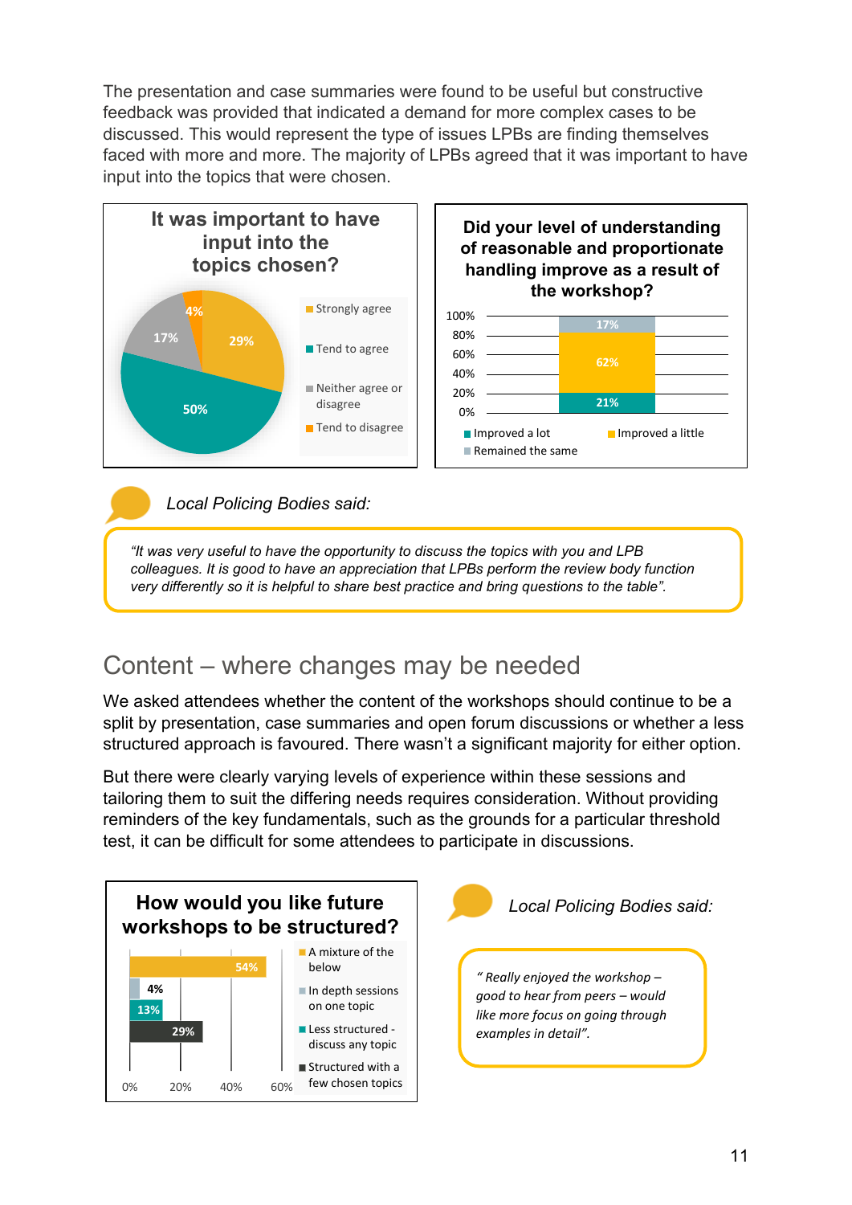The presentation and case summaries were found to be useful but constructive feedback was provided that indicated a demand for more complex cases to be discussed. This would represent the type of issues LPBs are finding themselves faced with more and more. The majority of LPBs agreed that it was important to have input into the topics that were chosen.

**It was important to have input into the topics chosen?**

| Response | % |
|---|---|
| Strongly agree | 29% |
| Tend to agree | 50% |
| Neither agree or disagree | 17% |
| Tend to disagree | 4% |

**Did your level of understanding of reasonable and proportionate handling improve as a result of the workshop?**

| Response | % |
|---|---|
| Improved a lot | 21% |
| Improved a little | 62% |
| Remained the same | 17% |

*Local Policing Bodies said:*

> *"It was very useful to have the opportunity to discuss the topics with you and LPB colleagues. It is good to have an appreciation that LPBs perform the review body function very differently so it is helpful to share best practice and bring questions to the table".*

## Content – where changes may be needed

We asked attendees whether the content of the workshops should continue to be a split by presentation, case summaries and open forum discussions or whether a less structured approach is favoured. There wasn't a significant majority for either option.

But there were clearly varying levels of experience within these sessions and tailoring them to suit the differing needs requires consideration. Without providing reminders of the key fundamentals, such as the grounds for a particular threshold test, it can be difficult for some attendees to participate in discussions.

**How would you like future workshops to be structured?**

| Response | % |
|---|---|
| A mixture of the below | 54% |
| In depth sessions on one topic | 4% |
| Less structured - discuss any topic | 13% |
| Structured with a few chosen topics | 29% |

*Local Policing Bodies said:*

> *" Really enjoyed the workshop – good to hear from peers – would like more focus on going through examples in detail".*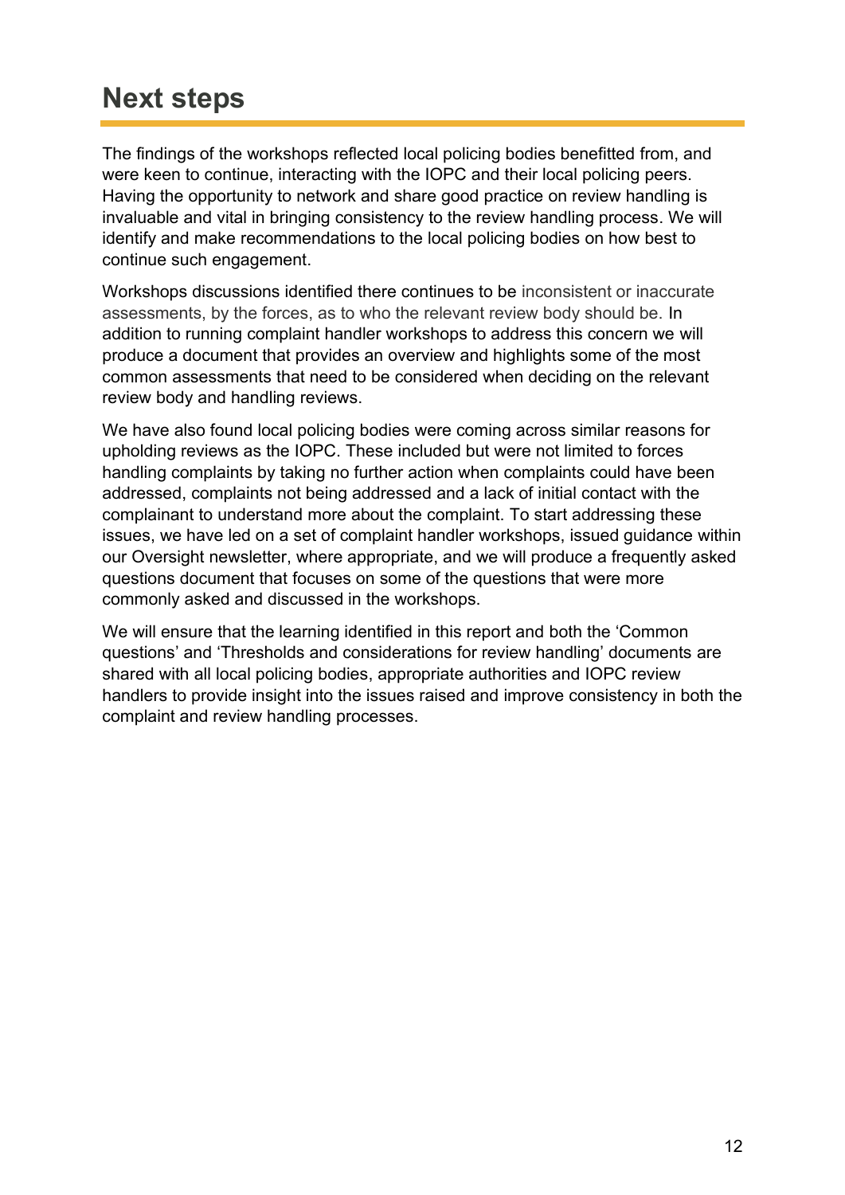# Next steps

The findings of the workshops reflected local policing bodies benefitted from, and were keen to continue, interacting with the IOPC and their local policing peers. Having the opportunity to network and share good practice on review handling is invaluable and vital in bringing consistency to the review handling process. We will identify and make recommendations to the local policing bodies on how best to continue such engagement.

Workshops discussions identified there continues to be inconsistent or inaccurate assessments, by the forces, as to who the relevant review body should be. In addition to running complaint handler workshops to address this concern we will produce a document that provides an overview and highlights some of the most common assessments that need to be considered when deciding on the relevant review body and handling reviews.

We have also found local policing bodies were coming across similar reasons for upholding reviews as the IOPC. These included but were not limited to forces handling complaints by taking no further action when complaints could have been addressed, complaints not being addressed and a lack of initial contact with the complainant to understand more about the complaint. To start addressing these issues, we have led on a set of complaint handler workshops, issued guidance within our Oversight newsletter, where appropriate, and we will produce a frequently asked questions document that focuses on some of the questions that were more commonly asked and discussed in the workshops.

We will ensure that the learning identified in this report and both the 'Common questions' and 'Thresholds and considerations for review handling' documents are shared with all local policing bodies, appropriate authorities and IOPC review handlers to provide insight into the issues raised and improve consistency in both the complaint and review handling processes.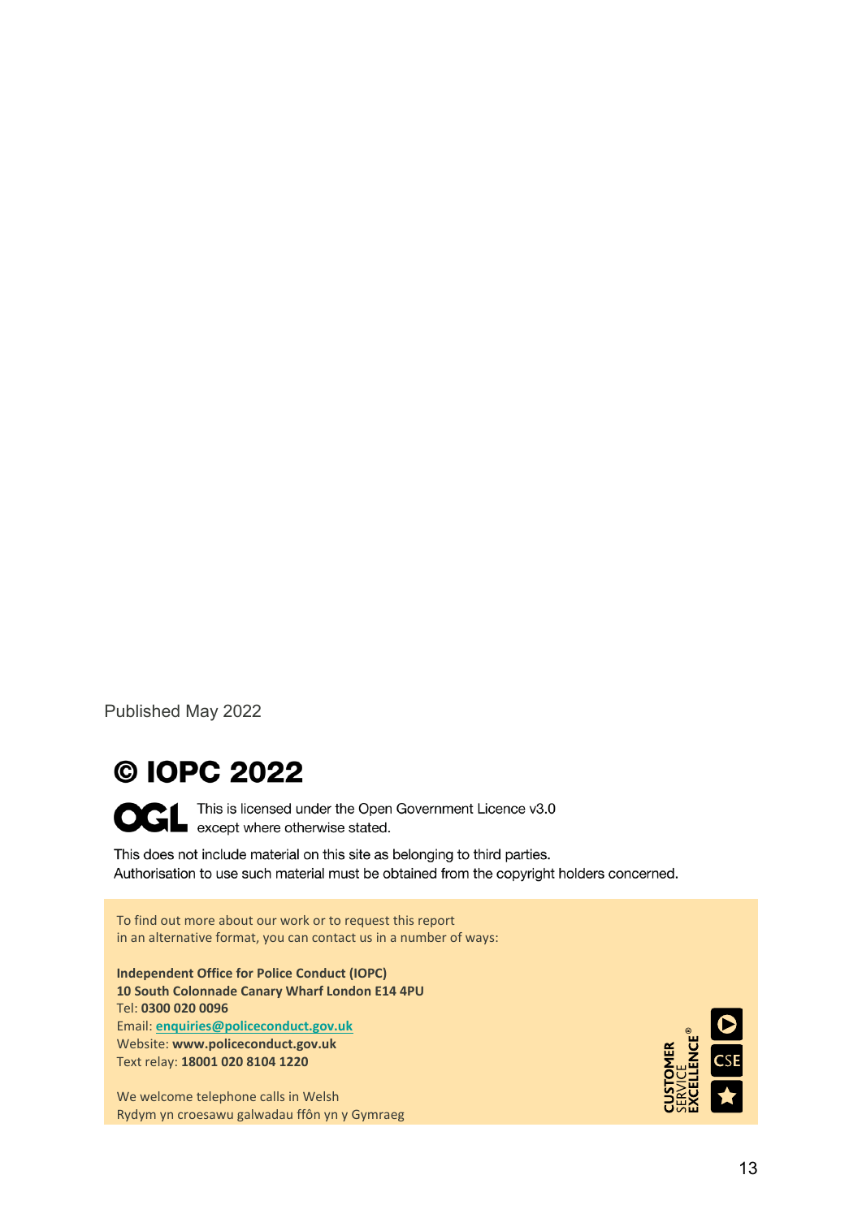Published May 2022

# © IOPC 2022

**OGL** This is licensed under the Open Government Licence v3.0 except where otherwise stated.

This does not include material on this site as belonging to third parties.
Authorisation to use such material must be obtained from the copyright holders concerned.

To find out more about our work or to request this report in an alternative format, you can contact us in a number of ways:

**Independent Office for Police Conduct (IOPC)**
**10 South Colonnade Canary Wharf London E14 4PU**
Tel: **0300 020 0096**
Email: **enquiries@policeconduct.gov.uk**
Website: **www.policeconduct.gov.uk**
Text relay: **18001 020 8104 1220**

We welcome telephone calls in Welsh
Rydym yn croesawu galwadau ffôn yn y Gymraeg